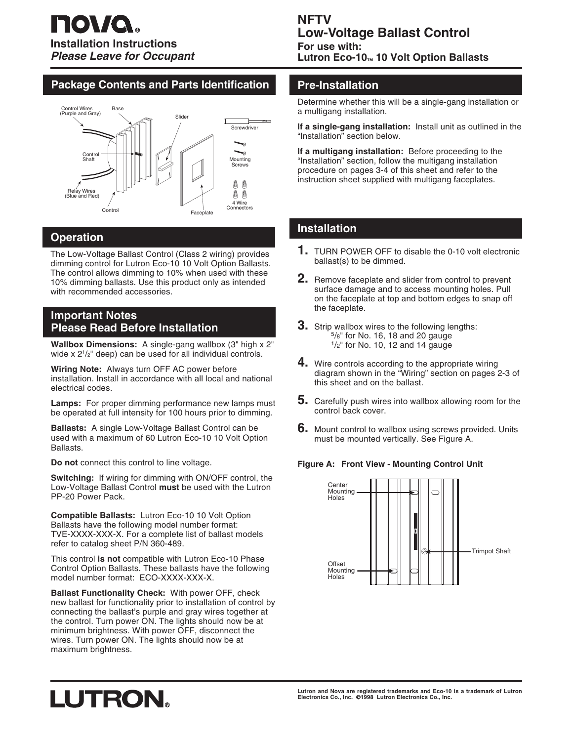**nova**®

**Installation Instructions**
***Please Leave for Occupant***

# NFTV Low-Voltage Ballast Control

**For use with:**
**Lutron Eco-10™ 10 Volt Option Ballasts**

## Package Contents and Parts Identification

Control Wires (Purple and Gray), Base, Slider, Screwdriver, Control Shaft, Mounting Screws, Relay Wires (Blue and Red), 4 Wire Connectors, Control, Faceplate

## Operation

The Low-Voltage Ballast Control (Class 2 wiring) provides dimming control for Lutron Eco-10 10 Volt Option Ballasts. The control allows dimming to 10% when used with these 10% dimming ballasts. Use this product only as intended with recommended accessories.

## Important Notes Please Read Before Installation

**Wallbox Dimensions:** A single-gang wallbox (3" high x 2" wide x 2 1/2" deep) can be used for all individual controls.

**Wiring Note:** Always turn OFF AC power before installation. Install in accordance with all local and national electrical codes.

**Lamps:** For proper dimming performance new lamps must be operated at full intensity for 100 hours prior to dimming.

**Ballasts:** A single Low-Voltage Ballast Control can be used with a maximum of 60 Lutron Eco-10 10 Volt Option Ballasts.

**Do not** connect this control to line voltage.

**Switching:** If wiring for dimming with ON/OFF control, the Low-Voltage Ballast Control **must** be used with the Lutron PP-20 Power Pack.

**Compatible Ballasts:** Lutron Eco-10 10 Volt Option Ballasts have the following model number format: TVE-XXXX-XXX-X. For a complete list of ballast models refer to catalog sheet P/N 360-489.

This control **is not** compatible with Lutron Eco-10 Phase Control Option Ballasts. These ballasts have the following model number format: ECO-XXXX-XXX-X.

**Ballast Functionality Check:** With power OFF, check new ballast for functionality prior to installation of control by connecting the ballast's purple and gray wires together at the control. Turn power ON. The lights should now be at minimum brightness. With power OFF, disconnect the wires. Turn power ON. The lights should now be at maximum brightness.

## Pre-Installation

Determine whether this will be a single-gang installation or a multigang installation.

**If a single-gang installation:** Install unit as outlined in the "Installation" section below.

**If a multigang installation:** Before proceeding to the "Installation" section, follow the multigang installation procedure on pages 3-4 of this sheet and refer to the instruction sheet supplied with multigang faceplates.

## Installation

1. TURN POWER OFF to disable the 0-10 volt electronic ballast(s) to be dimmed.
2. Remove faceplate and slider from control to prevent surface damage and to access mounting holes. Pull on the faceplate at top and bottom edges to snap off the faceplate.
3. Strip wallbox wires to the following lengths:
   5/8" for No. 16, 18 and 20 gauge
   1/2" for No. 10, 12 and 14 gauge
4. Wire controls according to the appropriate wiring diagram shown in the "Wiring" section on pages 2-3 of this sheet and on the ballast.
5. Carefully push wires into wallbox allowing room for the control back cover.
6. Mount control to wallbox using screws provided. Units must be mounted vertically. See Figure A.

**Figure A: Front View - Mounting Control Unit**

Center Mounting Holes, Offset Mounting Holes, Trimpot Shaft

**LUTRON**®

Lutron and Nova are registered trademarks and Eco-10 is a trademark of Lutron Electronics Co., Inc. ©1998 Lutron Electronics Co., Inc.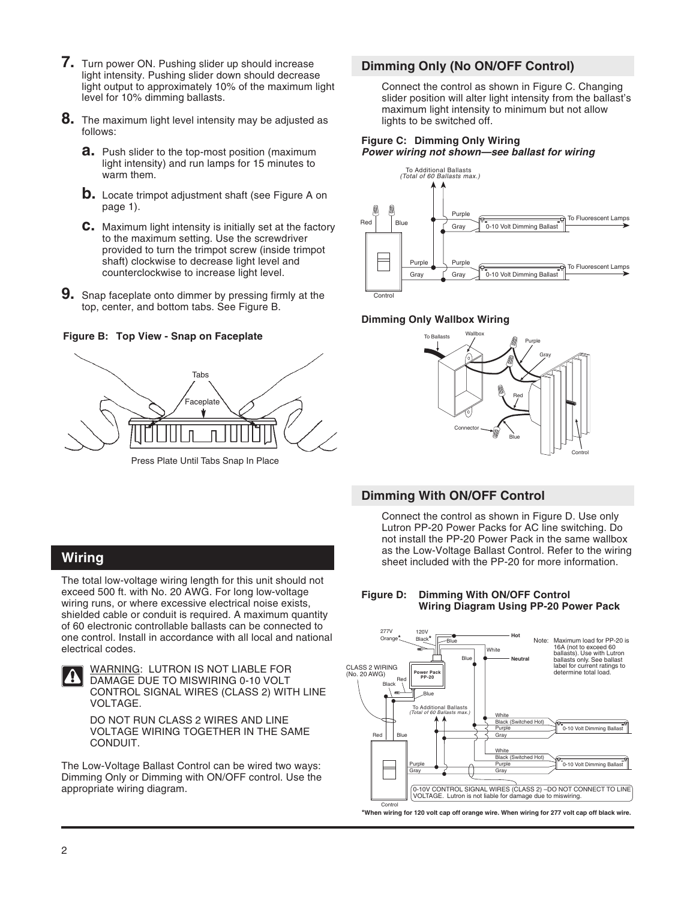7. Turn power ON. Pushing slider up should increase light intensity. Pushing slider down should decrease light output to approximately 10% of the maximum light level for 10% dimming ballasts.

8. The maximum light level intensity may be adjusted as follows:

   a. Push slider to the top-most position (maximum light intensity) and run lamps for 15 minutes to warm them.

   b. Locate trimpot adjustment shaft (see Figure A on page 1).

   c. Maximum light intensity is initially set at the factory to the maximum setting. Use the screwdriver provided to turn the trimpot screw (inside trimpot shaft) clockwise to decrease light level and counterclockwise to increase light level.

9. Snap faceplate onto dimmer by pressing firmly at the top, center, and bottom tabs. See Figure B.

**Figure B: Top View - Snap on Faceplate**

Press Plate Until Tabs Snap In Place

## Wiring

The total low-voltage wiring length for this unit should not exceed 500 ft. with No. 20 AWG. For long low-voltage wiring runs, or where excessive electrical noise exists, shielded cable or conduit is required. A maximum quantity of 60 electronic controllable ballasts can be connected to one control. Install in accordance with all local and national electrical codes.

WARNING: LUTRON IS NOT LIABLE FOR DAMAGE DUE TO MISWIRING 0-10 VOLT CONTROL SIGNAL WIRES (CLASS 2) WITH LINE VOLTAGE.

DO NOT RUN CLASS 2 WIRES AND LINE VOLTAGE WIRING TOGETHER IN THE SAME CONDUIT.

The Low-Voltage Ballast Control can be wired two ways: Dimming Only or Dimming with ON/OFF control. Use the appropriate wiring diagram.

## Dimming Only (No ON/OFF Control)

Connect the control as shown in Figure C. Changing slider position will alter light intensity from the ballast's maximum light intensity to minimum but not allow lights to be switched off.

**Figure C: Dimming Only Wiring**
***Power wiring not shown—see ballast for wiring***

**Dimming Only Wallbox Wiring**

## Dimming With ON/OFF Control

Connect the control as shown in Figure D. Use only Lutron PP-20 Power Packs for AC line switching. Do not install the PP-20 Power Pack in the same wallbox as the Low-Voltage Ballast Control. Refer to the wiring sheet included with the PP-20 for more information.

**Figure D: Dimming With ON/OFF Control Wiring Diagram Using PP-20 Power Pack**

Note: Maximum load for PP-20 is 16A (not to exceed 60 ballasts). Use with Lutron ballasts only. See ballast label for current ratings to determine total load.

0-10V CONTROL SIGNAL WIRES (CLASS 2) –DO NOT CONNECT TO LINE VOLTAGE. Lutron is not liable for damage due to miswiring.

*When wiring for 120 volt cap off orange wire. When wiring for 277 volt cap off black wire.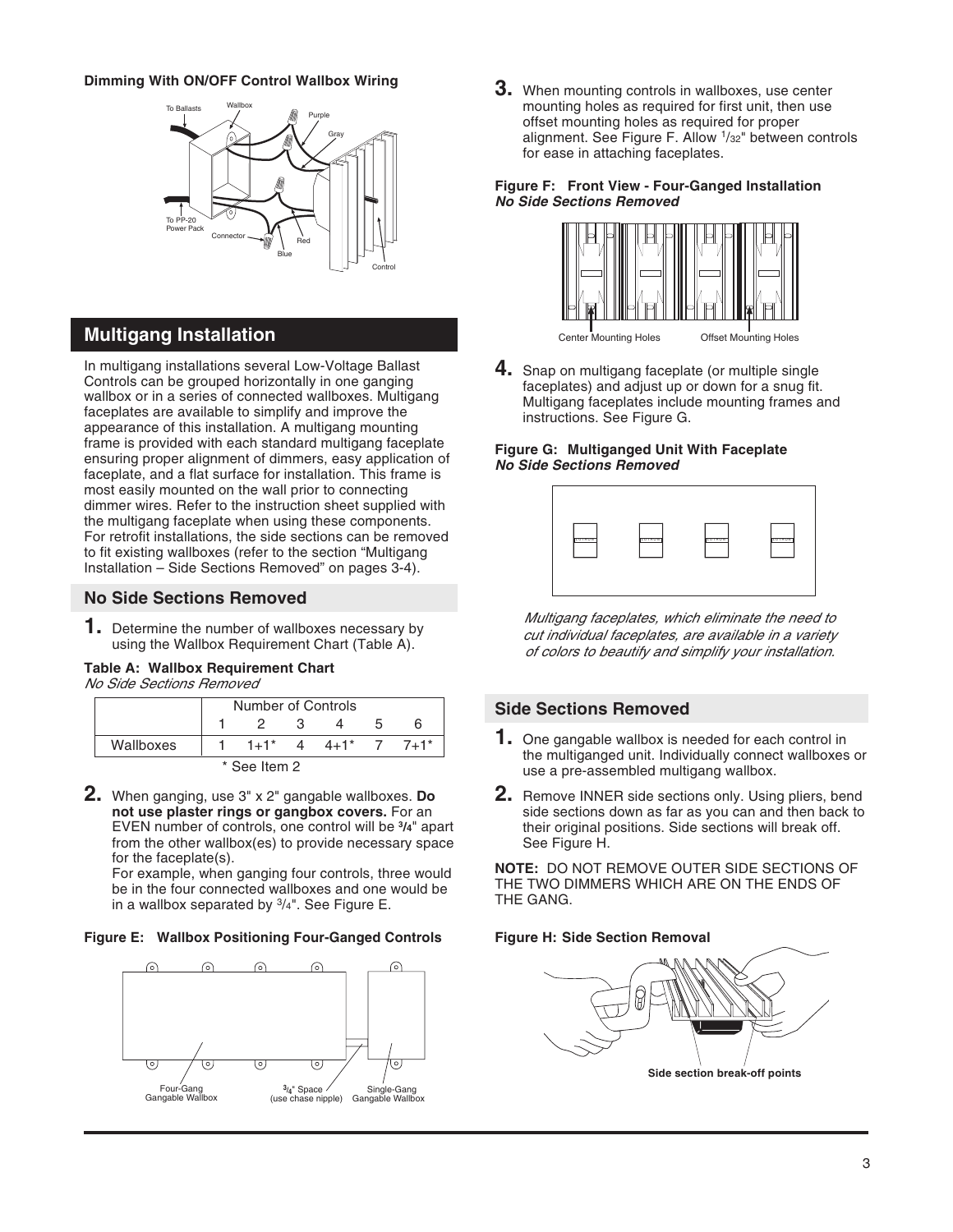**Dimming With ON/OFF Control Wallbox Wiring**

## Multigang Installation

In multigang installations several Low-Voltage Ballast Controls can be grouped horizontally in one ganging wallbox or in a series of connected wallboxes. Multigang faceplates are available to simplify and improve the appearance of this installation. A multigang mounting frame is provided with each standard multigang faceplate ensuring proper alignment of dimmers, easy application of faceplate, and a flat surface for installation. This frame is most easily mounted on the wall prior to connecting dimmer wires. Refer to the instruction sheet supplied with the multigang faceplate when using these components. For retrofit installations, the side sections can be removed to fit existing wallboxes (refer to the section "Multigang Installation – Side Sections Removed" on pages 3-4).

### No Side Sections Removed

**1.** Determine the number of wallboxes necessary by using the Wallbox Requirement Chart (Table A).

**Table A: Wallbox Requirement Chart**
*No Side Sections Removed*

| | Number of Controls | | | | | |
|---|---|---|---|---|---|---|
| | 1 | 2 | 3 | 4 | 5 | 6 |
| Wallboxes | 1 | 1+1* | 4 | 4+1* | 7 | 7+1* |

\* See Item 2

**2.** When ganging, use 3" x 2" gangable wallboxes. **Do not use plaster rings or gangbox covers.** For an EVEN number of controls, one control will be **3/4**" apart from the other wallbox(es) to provide necessary space for the faceplate(s).
For example, when ganging four controls, three would be in the four connected wallboxes and one would be in a wallbox separated by 3/4". See Figure E.

**Figure E: Wallbox Positioning Four-Ganged Controls**

**3.** When mounting controls in wallboxes, use center mounting holes as required for first unit, then use offset mounting holes as required for proper alignment. See Figure F. Allow 1/32" between controls for ease in attaching faceplates.

**Figure F: Front View - Four-Ganged Installation**
***No Side Sections Removed***

**4.** Snap on multigang faceplate (or multiple single faceplates) and adjust up or down for a snug fit. Multigang faceplates include mounting frames and instructions. See Figure G.

**Figure G: Multiganged Unit With Faceplate**
***No Side Sections Removed***

*Multigang faceplates, which eliminate the need to cut individual faceplates, are available in a variety of colors to beautify and simplify your installation.*

### Side Sections Removed

**1.** One gangable wallbox is needed for each control in the multiganged unit. Individually connect wallboxes or use a pre-assembled multigang wallbox.

**2.** Remove INNER side sections only. Using pliers, bend side sections down as far as you can and then back to their original positions. Side sections will break off. See Figure H.

**NOTE:** DO NOT REMOVE OUTER SIDE SECTIONS OF THE TWO DIMMERS WHICH ARE ON THE ENDS OF THE GANG.

**Figure H: Side Section Removal**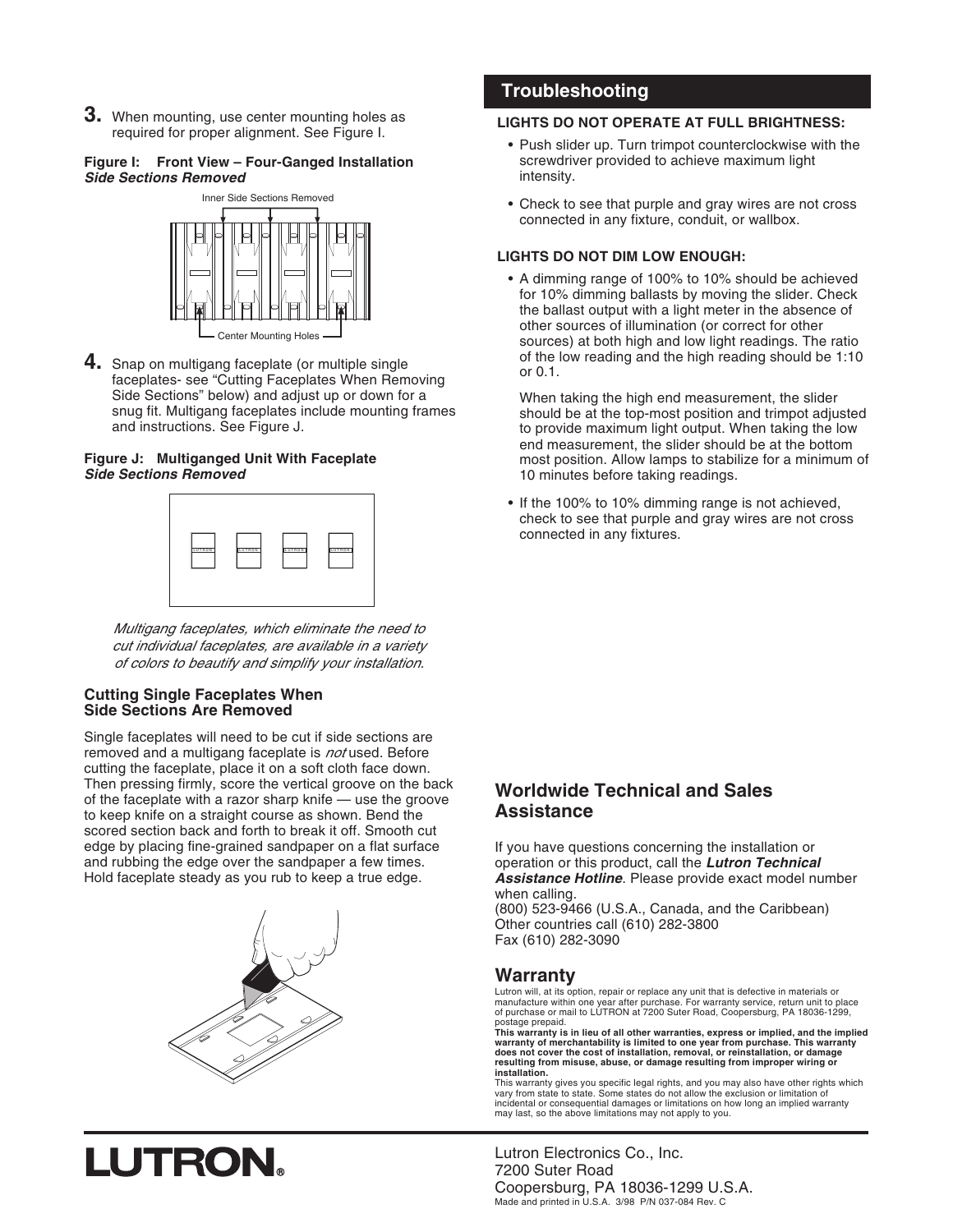**3.** When mounting, use center mounting holes as required for proper alignment. See Figure I.

**Figure I: Front View – Four-Ganged Installation** ***Side Sections Removed***

Inner Side Sections Removed

Center Mounting Holes

**4.** Snap on multigang faceplate (or multiple single faceplates- see "Cutting Faceplates When Removing Side Sections" below) and adjust up or down for a snug fit. Multigang faceplates include mounting frames and instructions. See Figure J.

**Figure J: Multiganged Unit With Faceplate** ***Side Sections Removed***

*Multigang faceplates, which eliminate the need to cut individual faceplates, are available in a variety of colors to beautify and simplify your installation.*

### Cutting Single Faceplates When Side Sections Are Removed

Single faceplates will need to be cut if side sections are removed and a multigang faceplate is *not* used. Before cutting the faceplate, place it on a soft cloth face down. Then pressing firmly, score the vertical groove on the back of the faceplate with a razor sharp knife — use the groove to keep knife on a straight course as shown. Bend the scored section back and forth to break it off. Smooth cut edge by placing fine-grained sandpaper on a flat surface and rubbing the edge over the sandpaper a few times. Hold faceplate steady as you rub to keep a true edge.

## Troubleshooting

**LIGHTS DO NOT OPERATE AT FULL BRIGHTNESS:**

- Push slider up. Turn trimpot counterclockwise with the screwdriver provided to achieve maximum light intensity.
- Check to see that purple and gray wires are not cross connected in any fixture, conduit, or wallbox.

**LIGHTS DO NOT DIM LOW ENOUGH:**

- A dimming range of 100% to 10% should be achieved for 10% dimming ballasts by moving the slider. Check the ballast output with a light meter in the absence of other sources of illumination (or correct for other sources) at both high and low light readings. The ratio of the low reading and the high reading should be 1:10 or 0.1.

  When taking the high end measurement, the slider should be at the top-most position and trimpot adjusted to provide maximum light output. When taking the low end measurement, the slider should be at the bottom most position. Allow lamps to stabilize for a minimum of 10 minutes before taking readings.

- If the 100% to 10% dimming range is not achieved, check to see that purple and gray wires are not cross connected in any fixtures.

## Worldwide Technical and Sales Assistance

If you have questions concerning the installation or operation or this product, call the ***Lutron Technical Assistance Hotline***. Please provide exact model number when calling.
(800) 523-9466 (U.S.A., Canada, and the Caribbean)
Other countries call (610) 282-3800
Fax (610) 282-3090

## Warranty

Lutron will, at its option, repair or replace any unit that is defective in materials or manufacture within one year after purchase. For warranty service, return unit to place of purchase or mail to LUTRON at 7200 Suter Road, Coopersburg, PA 18036-1299, postage prepaid.
**This warranty is in lieu of all other warranties, express or implied, and the implied warranty of merchantability is limited to one year from purchase. This warranty does not cover the cost of installation, removal, or reinstallation, or damage resulting from misuse, abuse, or damage resulting from improper wiring or installation.**
This warranty gives you specific legal rights, and you may also have other rights which vary from state to state. Some states do not allow the exclusion or limitation of incidental or consequential damages or limitations on how long an implied warranty may last, so the above limitations may not apply to you.

**LUTRON®**

Lutron Electronics Co., Inc.
7200 Suter Road
Coopersburg, PA 18036-1299 U.S.A.
Made and printed in U.S.A. 3/98 P/N 037-084 Rev. C